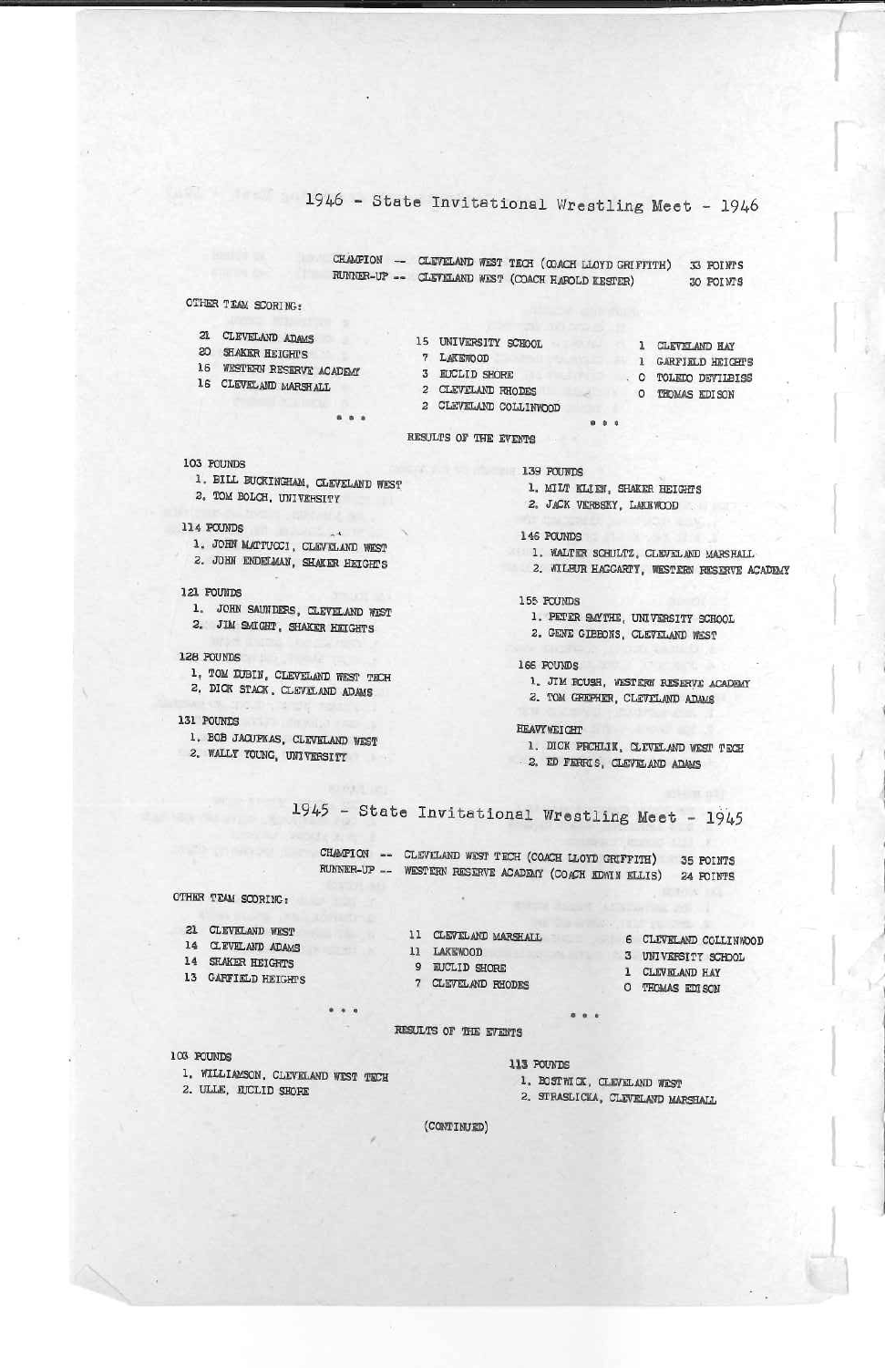# 1946 - State Invitational Wrestling Meet - 1946

CHAMPION -- CLEVELAND WEST TECH (COACH LLOYD GRIFFITH) 33 POINTS
RUNNER-UP -- CLEVELAND WEST (COACH HAROLD KESTER) 30 POINTS

OTHER TEAM SCORING:

21 CLEVELAND ADAMS
20 SHAKER HEIGHTS
16 WESTERN RESERVE ACADEMY
16 CLEVELAND MARSHALL

15 UNIVERSITY SCHOOL
7 LAKEWOOD
3 EUCLID SHORE
2 CLEVELAND RHODES
2 CLEVELAND COLLINWOOD

1 CLEVELAND HAY
1 GARFIELD HEIGHTS
0 TOLEDO DEVILBISS
0 THOMAS EDISON

. . .

RESULTS OF THE EVENTS

103 POUNDS
1. BILL BUCKINGHAM, CLEVELAND WEST
2. TOM BOLCH, UNIVERSITY

114 POUNDS
1. JOHN MATTUCCI, CLEVELAND WEST
2. JOHN ENDELMAN, SHAKER HEIGHTS

121 POUNDS
1. JOHN SAUNDERS, CLEVELAND WEST
2. JIM SMIGHT, SHAKER HEIGHTS

128 POUNDS
1. TOM DUBIN, CLEVELAND WEST TECH
2. DICK STACK, CLEVELAND ADAMS

131 POUNDS
1. BOB JACUPKAS, CLEVELAND WEST
2. WALLY YOUNG, UNIVERSITY

139 POUNDS
1. MILT KLIEN, SHAKER HEIGHTS
2. JACK VERBSKY, LAKEWOOD

146 POUNDS
1. WALTER SCHULTZ, CLEVELAND MARSHALL
2. WILBUR HAGGARTY, WESTERN RESERVE ACADEMY

155 POUNDS
1. PETER SMYTHE, UNIVERSITY SCHOOL
2. GENE GIBBONS, CLEVELAND WEST

166 POUNDS
1. JIM BUSH, WESTERN RESERVE ACADEMY
2. TOM GREPHER, CLEVELAND ADAMS

HEAVYWEIGHT
1. DICK PECHLIK, CLEVELAND WEST TECH
2. ED FERRIS, CLEVELAND ADAMS

# 1945 - State Invitational Wrestling Meet - 1945

CHAMPION -- CLEVELAND WEST TECH (COACH LLOYD GRIFFITH) 35 POINTS
RUNNER-UP -- WESTERN RESERVE ACADEMY (COACH EDWIN ELLIS) 24 POINTS

OTHER TEAM SCORING:

21 CLEVELAND WEST
14 CLEVELAND ADAMS
14 SHAKER HEIGHTS
13 GARFIELD HEIGHTS

11 CLEVELAND MARSHALL
11 LAKEWOOD
9 EUCLID SHORE
7 CLEVELAND RHODES

6 CLEVELAND COLLINWOOD
3 UNIVERSITY SCHOOL
1 CLEVELAND HAY
0 THOMAS EDISON

. . .

RESULTS OF THE EVENTS

103 POUNDS
1. WILLIAMSON, CLEVELAND WEST TECH
2. ULLE, EUCLID SHORE

113 POUNDS
1. BOSTWICK, CLEVELAND WEST
2. STRASLICKA, CLEVELAND MARSHALL

(CONTINUED)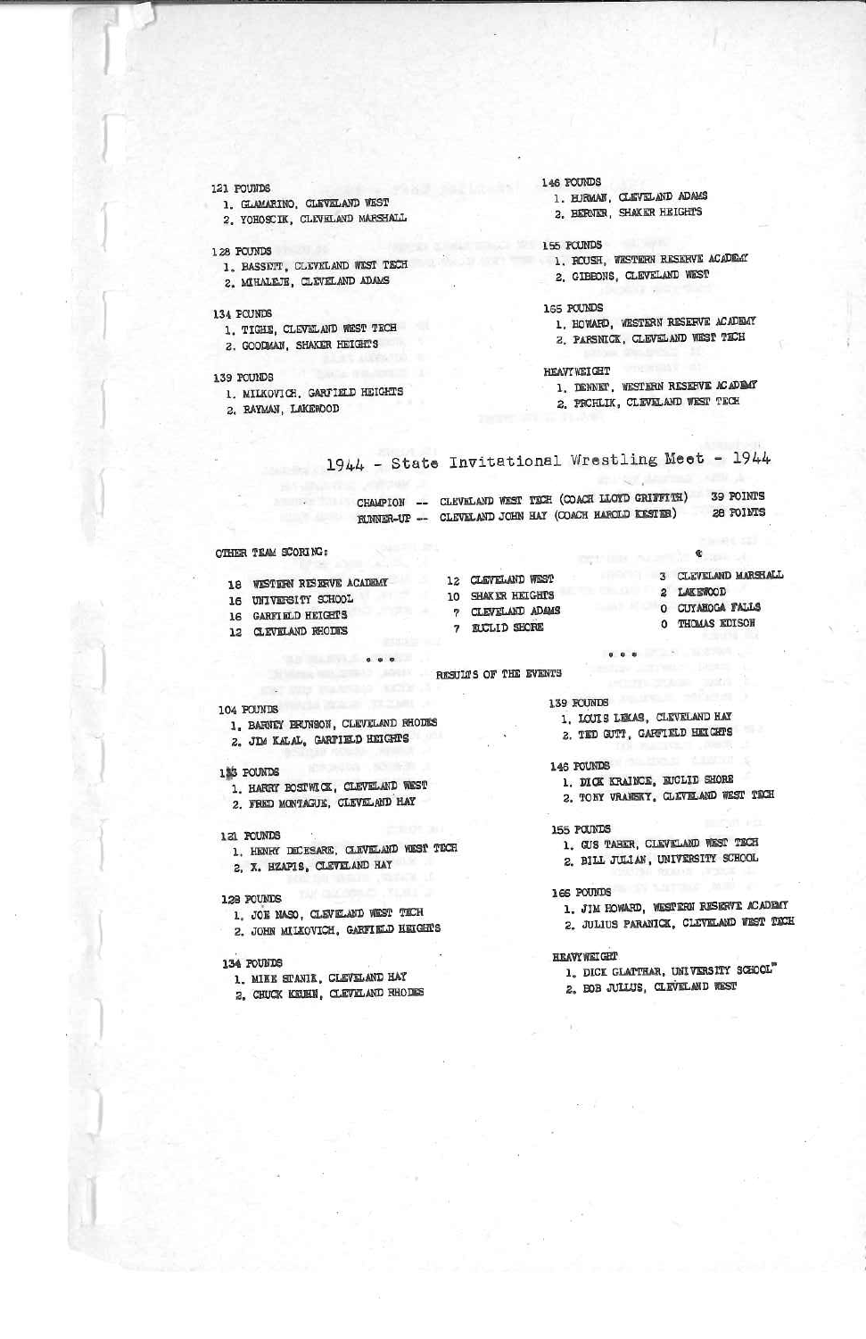121 POUNDS
1. GLAMARINO, CLEVELAND WEST
2. YOHOSCIK, CLEVELAND MARSHALL

128 POUNDS
1. BASSETT, CLEVELAND WEST TECH
2. MIHALEJE, CLEVELAND ADAMS

134 POUNDS
1. TIGHE, CLEVELAND WEST TECH
2. GOODMAN, SHAKER HEIGHTS

139 POUNDS
1. MILKOVICH, GARFIELD HEIGHTS
2. RAYMAN, LAKEWOOD

146 POUNDS
1. HURMAN, CLEVELAND ADAMS
2. BERNER, SHAKER HEIGHTS

155 POUNDS
1. ROUSH, WESTERN RESERVE ACADEMY
2. GIBBONS, CLEVELAND WEST

165 POUNDS
1. HOWARD, WESTERN RESERVE ACADEMY
2. PARSNICK, CLEVELAND WEST TECH

HEAVYWEIGHT
1. DENNEY, WESTERN RESERVE ACADEMY
2. PROHLIK, CLEVELAND WEST TECH

## 1944 - State Invitational Wrestling Meet - 1944

CHAMPION -- CLEVELAND WEST TECH (COACH LLOYD GRIFFITH) 39 POINTS
RUNNER-UP -- CLEVELAND JOHN HAY (COACH HAROLD KESTER) 28 POINTS

OTHER TEAM SCORING:

18 WESTERN RESERVE ACADEMY
16 UNIVERSITY SCHOOL
16 GARFIELD HEIGHTS
12 CLEVELAND RHODES
12 CLEVELAND WEST
10 SHAKER HEIGHTS
7 CLEVELAND ADAMS
7 EUCLID SHORE
3 CLEVELAND MARSHALL
2 LAKEWOOD
0 CUYAHOGA FALLS
0 THOMAS EDISON

. . .

RESULTS OF THE EVENTS

. . .

104 POUNDS
1. BARNEY BRUNSON, CLEVELAND RHODES
2. JIM KALAL, GARFIELD HEIGHTS

113 POUNDS
1. HARRY BOSTWICK, CLEVELAND WEST
2. FRED MONTAGUE, CLEVELAND HAY

121 POUNDS
1. HENRY DECESARE, CLEVELAND WEST TECH
2. X. HZAPIS, CLEVELAND HAY

128 POUNDS
1. JOE NASO, CLEVELAND WEST TECH
2. JOHN MILKOVICH, GARFIELD HEIGHTS

134 POUNDS
1. MIKE STANIK, CLEVELAND HAY
2. CHUCK KREHN, CLEVELAND RHODES

139 POUNDS
1. LOUIS LEKAS, CLEVELAND HAY
2. TED GUTT, GARFIELD HEIGHTS

146 POUNDS
1. DICK KRAINCE, EUCLID SHORE
2. TONY VRANESKY, CLEVELAND WEST TECH

155 POUNDS
1. GUS TABER, CLEVELAND WEST TECH
2. BILL JULIAN, UNIVERSITY SCHOOL

165 POUNDS
1. JIM HOWARD, WESTERN RESERVE ACADEMY
2. JULIUS PARANICK, CLEVELAND WEST TECH

HEAVYWEIGHT
1. DICK GLATTHAR, UNIVERSITY SCHOOL
2. BOB JULLUS, CLEVELAND WEST